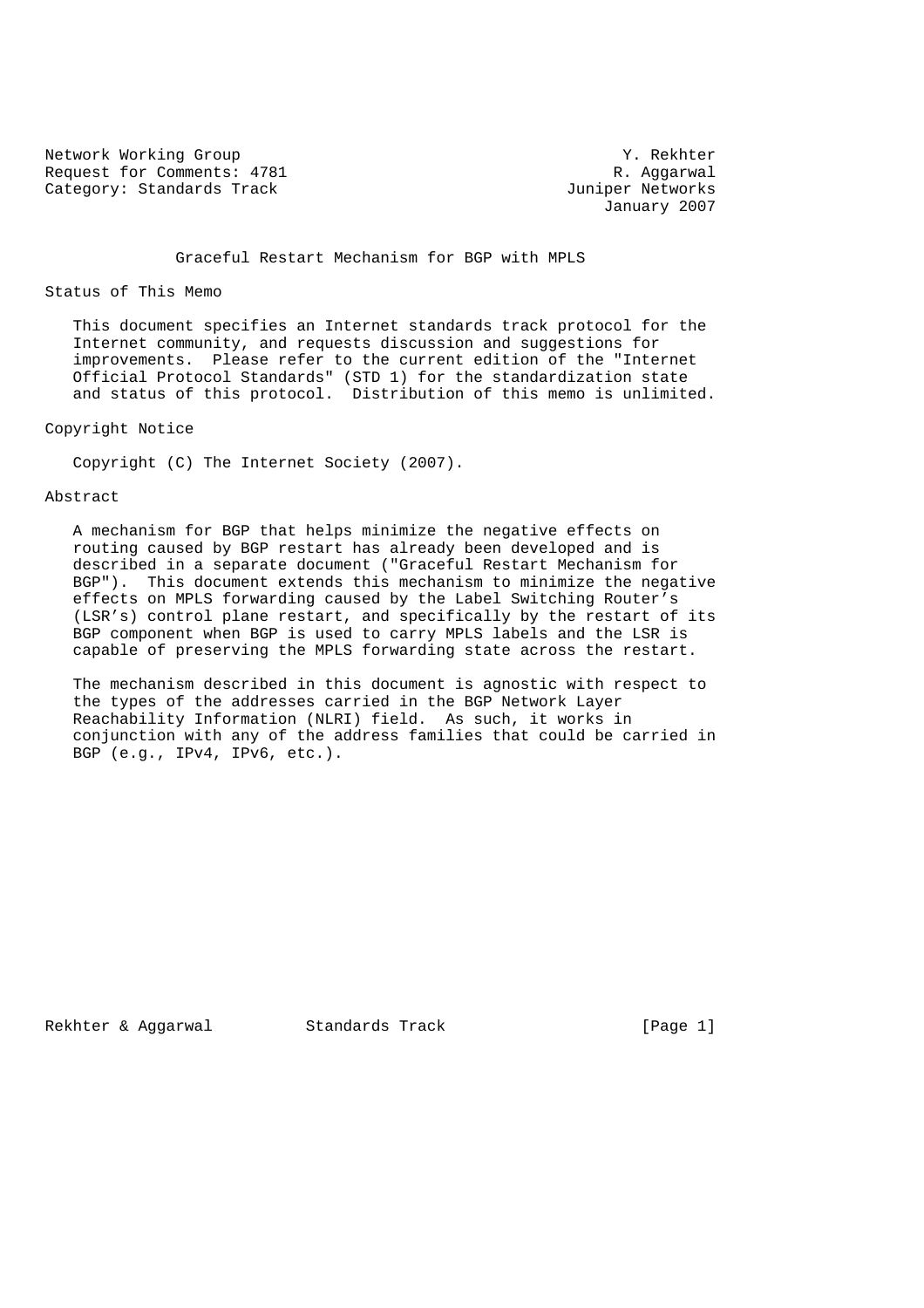Network Working Group Y. Rekhter
Request for Comments: 4781 R. Aggarwal
Category: Standards Track Juniper Networks
January 2007

# Graceful Restart Mechanism for BGP with MPLS

## Status of This Memo

This document specifies an Internet standards track protocol for the Internet community, and requests discussion and suggestions for improvements. Please refer to the current edition of the "Internet Official Protocol Standards" (STD 1) for the standardization state and status of this protocol. Distribution of this memo is unlimited.

## Copyright Notice

Copyright (C) The Internet Society (2007).

## Abstract

A mechanism for BGP that helps minimize the negative effects on routing caused by BGP restart has already been developed and is described in a separate document ("Graceful Restart Mechanism for BGP"). This document extends this mechanism to minimize the negative effects on MPLS forwarding caused by the Label Switching Router's (LSR's) control plane restart, and specifically by the restart of its BGP component when BGP is used to carry MPLS labels and the LSR is capable of preserving the MPLS forwarding state across the restart.

The mechanism described in this document is agnostic with respect to the types of the addresses carried in the BGP Network Layer Reachability Information (NLRI) field. As such, it works in conjunction with any of the address families that could be carried in BGP (e.g., IPv4, IPv6, etc.).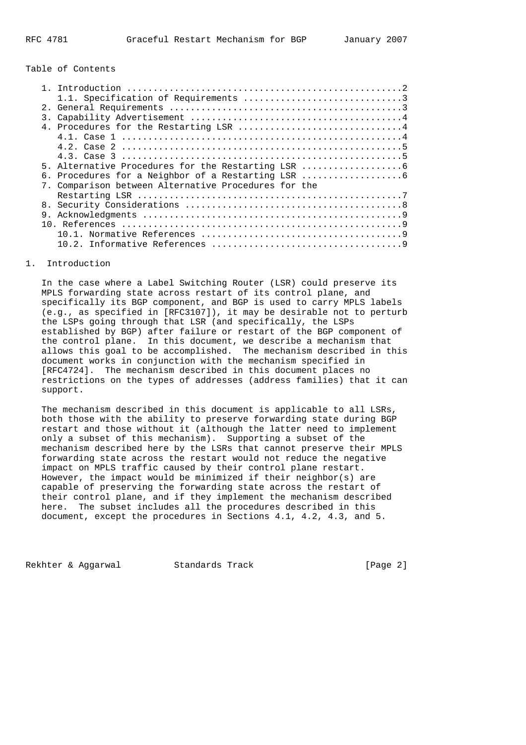Table of Contents

```
   1. Introduction ....................................................2
      1.1. Specification of Requirements ..............................3
   2. General Requirements ............................................3
   3. Capability Advertisement ........................................4
   4. Procedures for the Restarting LSR ...............................4
      4.1. Case 1 .....................................................4
      4.2. Case 2 .....................................................5
      4.3. Case 3 .....................................................5
   5. Alternative Procedures for the Restarting LSR ...................6
   6. Procedures for a Neighbor of a Restarting LSR ...................6
   7. Comparison between Alternative Procedures for the
      Restarting LSR ..................................................7
   8. Security Considerations .........................................8
   9. Acknowledgments .................................................9
   10. References .....................................................9
      10.1. Normative References ......................................9
      10.2. Informative References ....................................9
```

## 1. Introduction

In the case where a Label Switching Router (LSR) could preserve its MPLS forwarding state across restart of its control plane, and specifically its BGP component, and BGP is used to carry MPLS labels (e.g., as specified in [RFC3107]), it may be desirable not to perturb the LSPs going through that LSR (and specifically, the LSPs established by BGP) after failure or restart of the BGP component of the control plane. In this document, we describe a mechanism that allows this goal to be accomplished. The mechanism described in this document works in conjunction with the mechanism specified in [RFC4724]. The mechanism described in this document places no restrictions on the types of addresses (address families) that it can support.

The mechanism described in this document is applicable to all LSRs, both those with the ability to preserve forwarding state during BGP restart and those without it (although the latter need to implement only a subset of this mechanism). Supporting a subset of the mechanism described here by the LSRs that cannot preserve their MPLS forwarding state across the restart would not reduce the negative impact on MPLS traffic caused by their control plane restart. However, the impact would be minimized if their neighbor(s) are capable of preserving the forwarding state across the restart of their control plane, and if they implement the mechanism described here. The subset includes all the procedures described in this document, except the procedures in Sections 4.1, 4.2, 4.3, and 5.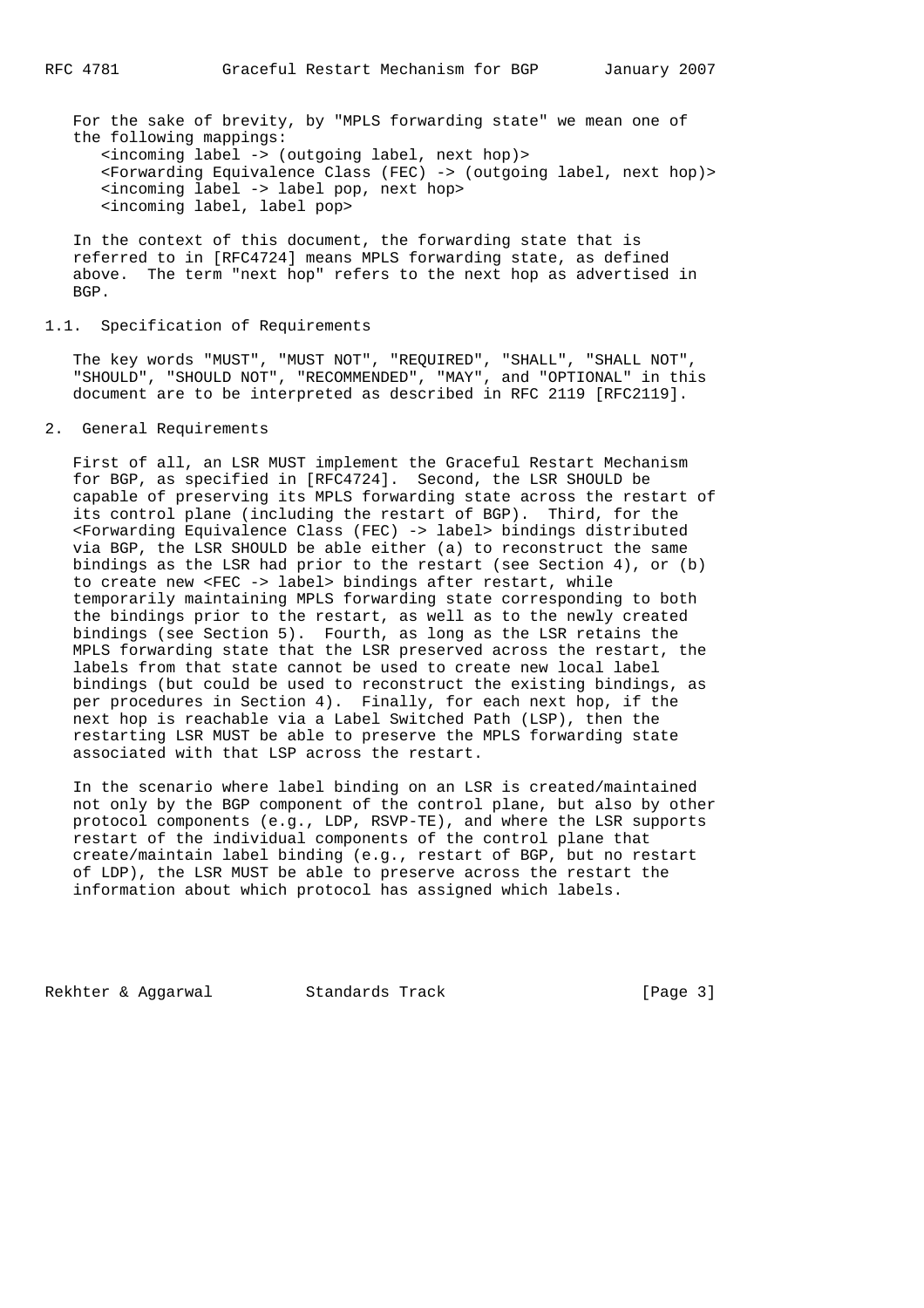For the sake of brevity, by "MPLS forwarding state" we mean one of the following mappings:

<incoming label -> (outgoing label, next hop)>
<Forwarding Equivalence Class (FEC) -> (outgoing label, next hop)>
<incoming label -> label pop, next hop>
<incoming label, label pop>

In the context of this document, the forwarding state that is referred to in [RFC4724] means MPLS forwarding state, as defined above. The term "next hop" refers to the next hop as advertised in BGP.

### 1.1. Specification of Requirements

The key words "MUST", "MUST NOT", "REQUIRED", "SHALL", "SHALL NOT", "SHOULD", "SHOULD NOT", "RECOMMENDED", "MAY", and "OPTIONAL" in this document are to be interpreted as described in RFC 2119 [RFC2119].

## 2. General Requirements

First of all, an LSR MUST implement the Graceful Restart Mechanism for BGP, as specified in [RFC4724]. Second, the LSR SHOULD be capable of preserving its MPLS forwarding state across the restart of its control plane (including the restart of BGP). Third, for the <Forwarding Equivalence Class (FEC) -> label> bindings distributed via BGP, the LSR SHOULD be able either (a) to reconstruct the same bindings as the LSR had prior to the restart (see Section 4), or (b) to create new <FEC -> label> bindings after restart, while temporarily maintaining MPLS forwarding state corresponding to both the bindings prior to the restart, as well as to the newly created bindings (see Section 5). Fourth, as long as the LSR retains the MPLS forwarding state that the LSR preserved across the restart, the labels from that state cannot be used to create new local label bindings (but could be used to reconstruct the existing bindings, as per procedures in Section 4). Finally, for each next hop, if the next hop is reachable via a Label Switched Path (LSP), then the restarting LSR MUST be able to preserve the MPLS forwarding state associated with that LSP across the restart.

In the scenario where label binding on an LSR is created/maintained not only by the BGP component of the control plane, but also by other protocol components (e.g., LDP, RSVP-TE), and where the LSR supports restart of the individual components of the control plane that create/maintain label binding (e.g., restart of BGP, but no restart of LDP), the LSR MUST be able to preserve across the restart the information about which protocol has assigned which labels.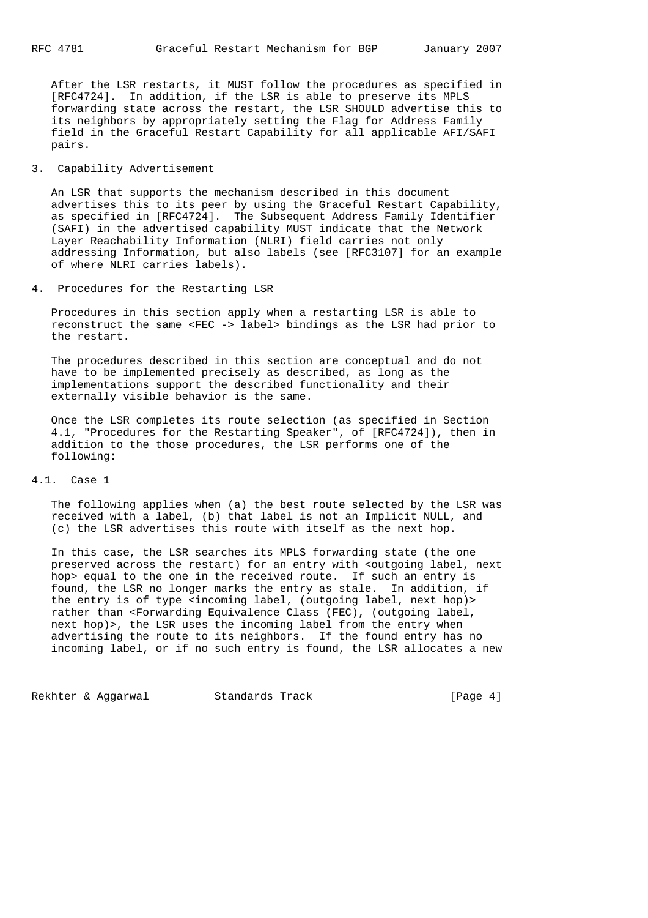After the LSR restarts, it MUST follow the procedures as specified in [RFC4724]. In addition, if the LSR is able to preserve its MPLS forwarding state across the restart, the LSR SHOULD advertise this to its neighbors by appropriately setting the Flag for Address Family field in the Graceful Restart Capability for all applicable AFI/SAFI pairs.

## 3. Capability Advertisement

An LSR that supports the mechanism described in this document advertises this to its peer by using the Graceful Restart Capability, as specified in [RFC4724]. The Subsequent Address Family Identifier (SAFI) in the advertised capability MUST indicate that the Network Layer Reachability Information (NLRI) field carries not only addressing Information, but also labels (see [RFC3107] for an example of where NLRI carries labels).

## 4. Procedures for the Restarting LSR

Procedures in this section apply when a restarting LSR is able to reconstruct the same <FEC -> label> bindings as the LSR had prior to the restart.

The procedures described in this section are conceptual and do not have to be implemented precisely as described, as long as the implementations support the described functionality and their externally visible behavior is the same.

Once the LSR completes its route selection (as specified in Section 4.1, "Procedures for the Restarting Speaker", of [RFC4724]), then in addition to the those procedures, the LSR performs one of the following:

### 4.1. Case 1

The following applies when (a) the best route selected by the LSR was received with a label, (b) that label is not an Implicit NULL, and (c) the LSR advertises this route with itself as the next hop.

In this case, the LSR searches its MPLS forwarding state (the one preserved across the restart) for an entry with <outgoing label, next hop> equal to the one in the received route. If such an entry is found, the LSR no longer marks the entry as stale. In addition, if the entry is of type <incoming label, (outgoing label, next hop)> rather than <Forwarding Equivalence Class (FEC), (outgoing label, next hop)>, the LSR uses the incoming label from the entry when advertising the route to its neighbors. If the found entry has no incoming label, or if no such entry is found, the LSR allocates a new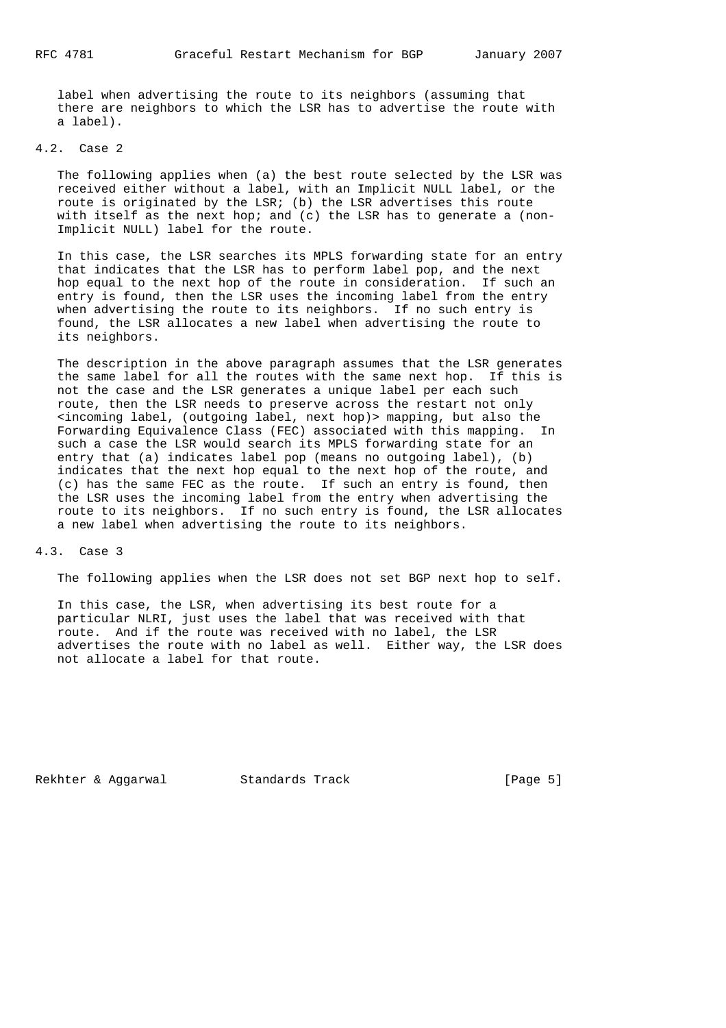label when advertising the route to its neighbors (assuming that there are neighbors to which the LSR has to advertise the route with a label).

### 4.2. Case 2

The following applies when (a) the best route selected by the LSR was received either without a label, with an Implicit NULL label, or the route is originated by the LSR; (b) the LSR advertises this route with itself as the next hop; and (c) the LSR has to generate a (non-Implicit NULL) label for the route.

In this case, the LSR searches its MPLS forwarding state for an entry that indicates that the LSR has to perform label pop, and the next hop equal to the next hop of the route in consideration. If such an entry is found, then the LSR uses the incoming label from the entry when advertising the route to its neighbors. If no such entry is found, the LSR allocates a new label when advertising the route to its neighbors.

The description in the above paragraph assumes that the LSR generates the same label for all the routes with the same next hop. If this is not the case and the LSR generates a unique label per each such route, then the LSR needs to preserve across the restart not only <incoming label, (outgoing label, next hop)> mapping, but also the Forwarding Equivalence Class (FEC) associated with this mapping. In such a case the LSR would search its MPLS forwarding state for an entry that (a) indicates label pop (means no outgoing label), (b) indicates that the next hop equal to the next hop of the route, and (c) has the same FEC as the route. If such an entry is found, then the LSR uses the incoming label from the entry when advertising the route to its neighbors. If no such entry is found, the LSR allocates a new label when advertising the route to its neighbors.

### 4.3. Case 3

The following applies when the LSR does not set BGP next hop to self.

In this case, the LSR, when advertising its best route for a particular NLRI, just uses the label that was received with that route. And if the route was received with no label, the LSR advertises the route with no label as well. Either way, the LSR does not allocate a label for that route.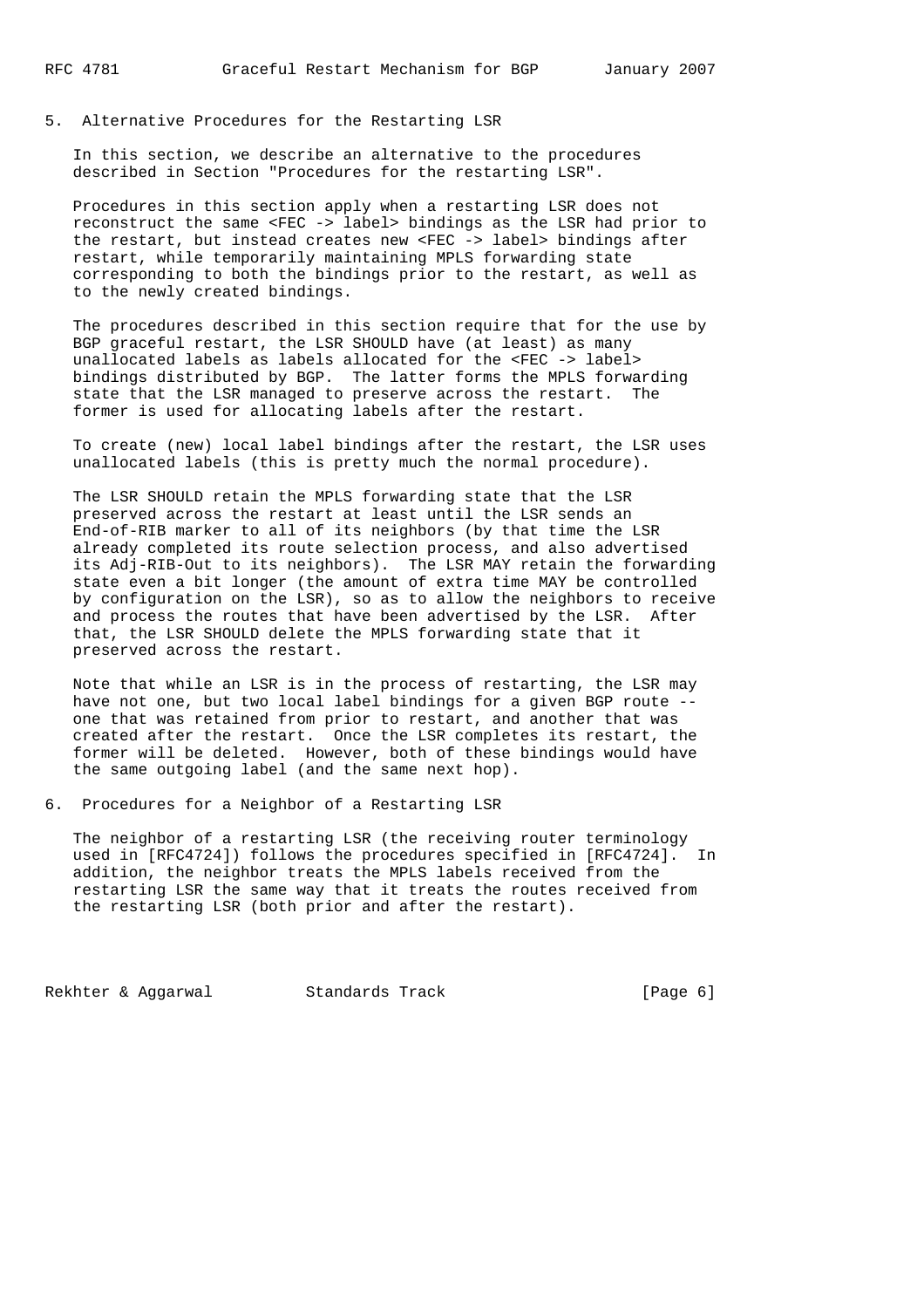## 5. Alternative Procedures for the Restarting LSR

In this section, we describe an alternative to the procedures described in Section "Procedures for the restarting LSR".

Procedures in this section apply when a restarting LSR does not reconstruct the same <FEC -> label> bindings as the LSR had prior to the restart, but instead creates new <FEC -> label> bindings after restart, while temporarily maintaining MPLS forwarding state corresponding to both the bindings prior to the restart, as well as to the newly created bindings.

The procedures described in this section require that for the use by BGP graceful restart, the LSR SHOULD have (at least) as many unallocated labels as labels allocated for the <FEC -> label> bindings distributed by BGP. The latter forms the MPLS forwarding state that the LSR managed to preserve across the restart. The former is used for allocating labels after the restart.

To create (new) local label bindings after the restart, the LSR uses unallocated labels (this is pretty much the normal procedure).

The LSR SHOULD retain the MPLS forwarding state that the LSR preserved across the restart at least until the LSR sends an End-of-RIB marker to all of its neighbors (by that time the LSR already completed its route selection process, and also advertised its Adj-RIB-Out to its neighbors). The LSR MAY retain the forwarding state even a bit longer (the amount of extra time MAY be controlled by configuration on the LSR), so as to allow the neighbors to receive and process the routes that have been advertised by the LSR. After that, the LSR SHOULD delete the MPLS forwarding state that it preserved across the restart.

Note that while an LSR is in the process of restarting, the LSR may have not one, but two local label bindings for a given BGP route -- one that was retained from prior to restart, and another that was created after the restart. Once the LSR completes its restart, the former will be deleted. However, both of these bindings would have the same outgoing label (and the same next hop).

## 6. Procedures for a Neighbor of a Restarting LSR

The neighbor of a restarting LSR (the receiving router terminology used in [RFC4724]) follows the procedures specified in [RFC4724]. In addition, the neighbor treats the MPLS labels received from the restarting LSR the same way that it treats the routes received from the restarting LSR (both prior and after the restart).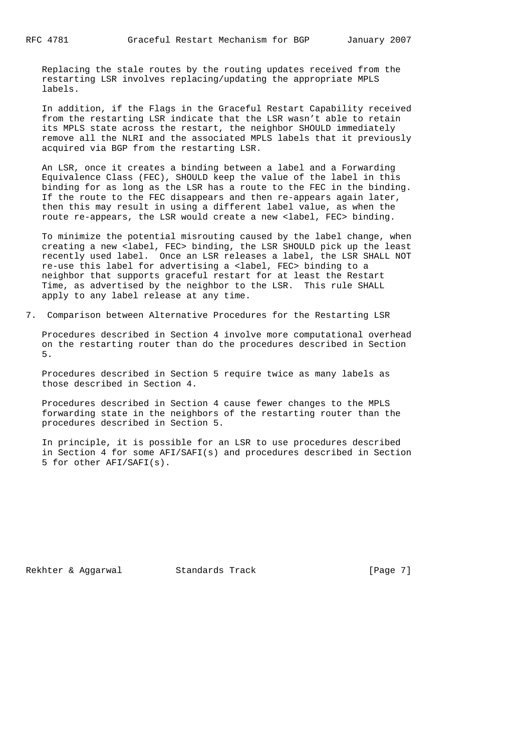Replacing the stale routes by the routing updates received from the restarting LSR involves replacing/updating the appropriate MPLS labels.

In addition, if the Flags in the Graceful Restart Capability received from the restarting LSR indicate that the LSR wasn't able to retain its MPLS state across the restart, the neighbor SHOULD immediately remove all the NLRI and the associated MPLS labels that it previously acquired via BGP from the restarting LSR.

An LSR, once it creates a binding between a label and a Forwarding Equivalence Class (FEC), SHOULD keep the value of the label in this binding for as long as the LSR has a route to the FEC in the binding. If the route to the FEC disappears and then re-appears again later, then this may result in using a different label value, as when the route re-appears, the LSR would create a new <label, FEC> binding.

To minimize the potential misrouting caused by the label change, when creating a new <label, FEC> binding, the LSR SHOULD pick up the least recently used label. Once an LSR releases a label, the LSR SHALL NOT re-use this label for advertising a <label, FEC> binding to a neighbor that supports graceful restart for at least the Restart Time, as advertised by the neighbor to the LSR. This rule SHALL apply to any label release at any time.

## 7. Comparison between Alternative Procedures for the Restarting LSR

Procedures described in Section 4 involve more computational overhead on the restarting router than do the procedures described in Section 5.

Procedures described in Section 5 require twice as many labels as those described in Section 4.

Procedures described in Section 4 cause fewer changes to the MPLS forwarding state in the neighbors of the restarting router than the procedures described in Section 5.

In principle, it is possible for an LSR to use procedures described in Section 4 for some AFI/SAFI(s) and procedures described in Section 5 for other AFI/SAFI(s).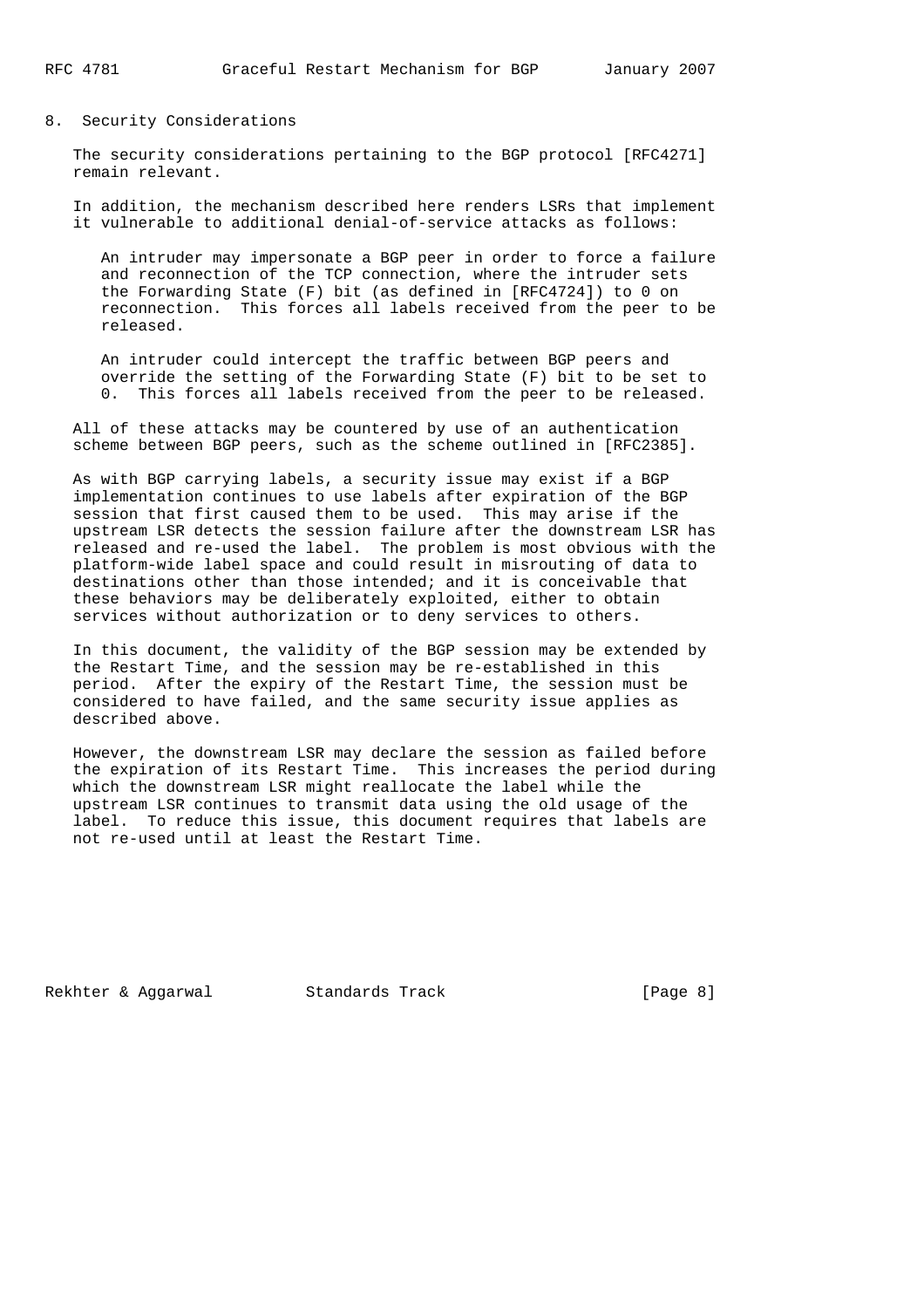## 8. Security Considerations

The security considerations pertaining to the BGP protocol [RFC4271] remain relevant.

In addition, the mechanism described here renders LSRs that implement it vulnerable to additional denial-of-service attacks as follows:

> An intruder may impersonate a BGP peer in order to force a failure and reconnection of the TCP connection, where the intruder sets the Forwarding State (F) bit (as defined in [RFC4724]) to 0 on reconnection. This forces all labels received from the peer to be released.
>
> An intruder could intercept the traffic between BGP peers and override the setting of the Forwarding State (F) bit to be set to 0. This forces all labels received from the peer to be released.

All of these attacks may be countered by use of an authentication scheme between BGP peers, such as the scheme outlined in [RFC2385].

As with BGP carrying labels, a security issue may exist if a BGP implementation continues to use labels after expiration of the BGP session that first caused them to be used. This may arise if the upstream LSR detects the session failure after the downstream LSR has released and re-used the label. The problem is most obvious with the platform-wide label space and could result in misrouting of data to destinations other than those intended; and it is conceivable that these behaviors may be deliberately exploited, either to obtain services without authorization or to deny services to others.

In this document, the validity of the BGP session may be extended by the Restart Time, and the session may be re-established in this period. After the expiry of the Restart Time, the session must be considered to have failed, and the same security issue applies as described above.

However, the downstream LSR may declare the session as failed before the expiration of its Restart Time. This increases the period during which the downstream LSR might reallocate the label while the upstream LSR continues to transmit data using the old usage of the label. To reduce this issue, this document requires that labels are not re-used until at least the Restart Time.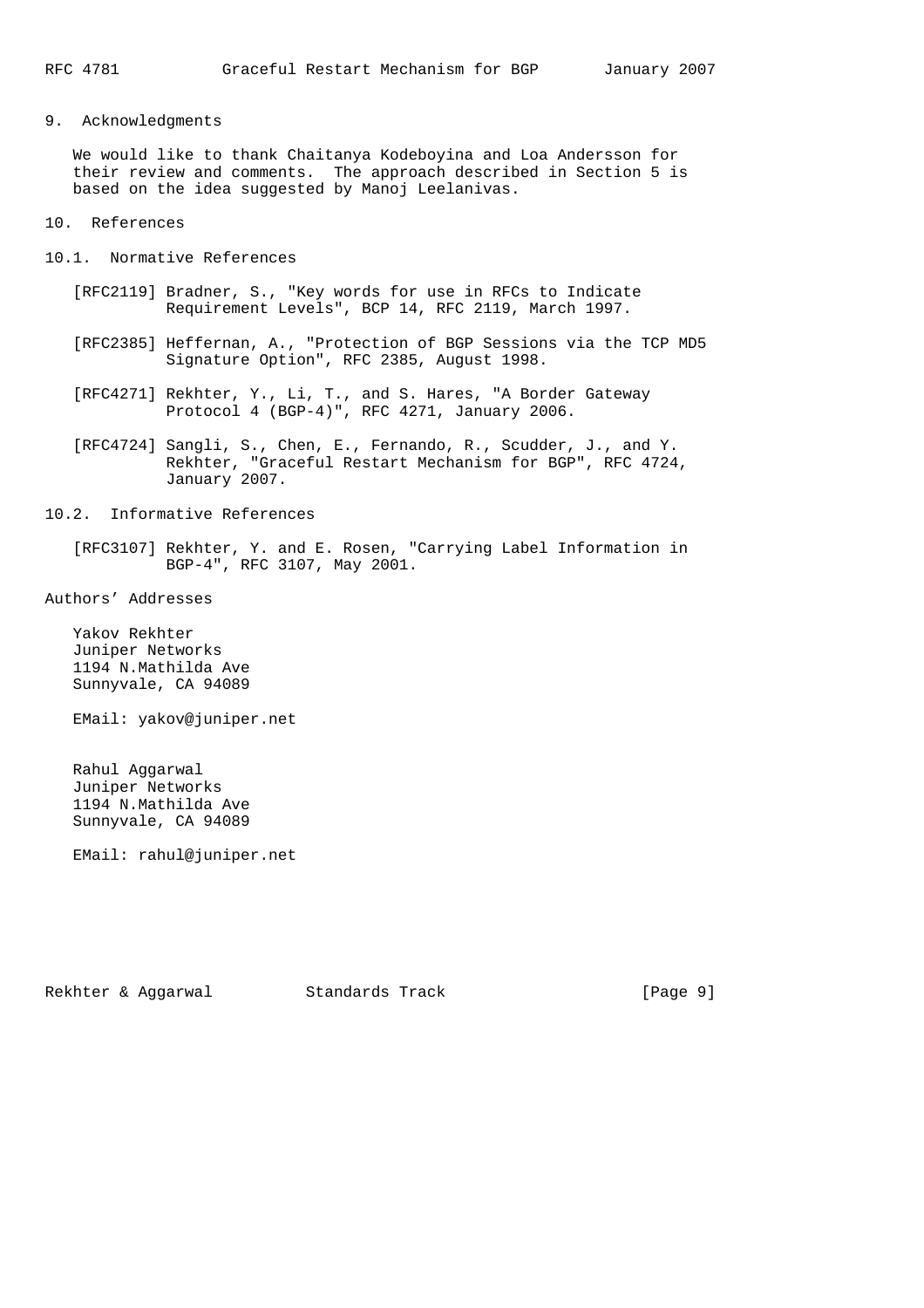## 9. Acknowledgments

We would like to thank Chaitanya Kodeboyina and Loa Andersson for their review and comments. The approach described in Section 5 is based on the idea suggested by Manoj Leelanivas.

## 10. References

### 10.1. Normative References

[RFC2119] Bradner, S., "Key words for use in RFCs to Indicate Requirement Levels", BCP 14, RFC 2119, March 1997.

[RFC2385] Heffernan, A., "Protection of BGP Sessions via the TCP MD5 Signature Option", RFC 2385, August 1998.

[RFC4271] Rekhter, Y., Li, T., and S. Hares, "A Border Gateway Protocol 4 (BGP-4)", RFC 4271, January 2006.

[RFC4724] Sangli, S., Chen, E., Fernando, R., Scudder, J., and Y. Rekhter, "Graceful Restart Mechanism for BGP", RFC 4724, January 2007.

### 10.2. Informative References

[RFC3107] Rekhter, Y. and E. Rosen, "Carrying Label Information in BGP-4", RFC 3107, May 2001.

## Authors' Addresses

Yakov Rekhter
Juniper Networks
1194 N.Mathilda Ave
Sunnyvale, CA 94089

EMail: yakov@juniper.net

Rahul Aggarwal
Juniper Networks
1194 N.Mathilda Ave
Sunnyvale, CA 94089

EMail: rahul@juniper.net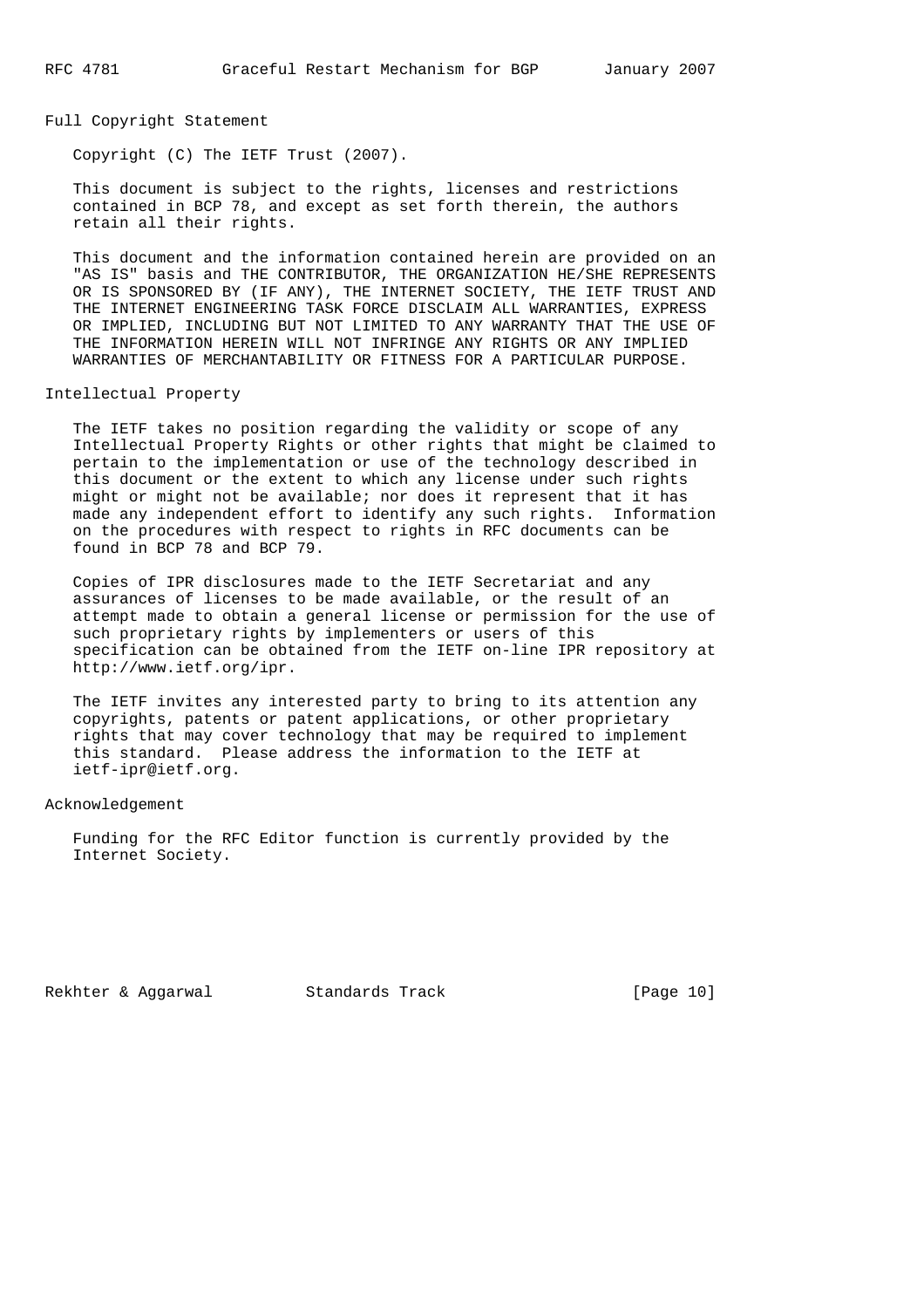## Full Copyright Statement

Copyright (C) The IETF Trust (2007).

This document is subject to the rights, licenses and restrictions contained in BCP 78, and except as set forth therein, the authors retain all their rights.

This document and the information contained herein are provided on an "AS IS" basis and THE CONTRIBUTOR, THE ORGANIZATION HE/SHE REPRESENTS OR IS SPONSORED BY (IF ANY), THE INTERNET SOCIETY, THE IETF TRUST AND THE INTERNET ENGINEERING TASK FORCE DISCLAIM ALL WARRANTIES, EXPRESS OR IMPLIED, INCLUDING BUT NOT LIMITED TO ANY WARRANTY THAT THE USE OF THE INFORMATION HEREIN WILL NOT INFRINGE ANY RIGHTS OR ANY IMPLIED WARRANTIES OF MERCHANTABILITY OR FITNESS FOR A PARTICULAR PURPOSE.

## Intellectual Property

The IETF takes no position regarding the validity or scope of any Intellectual Property Rights or other rights that might be claimed to pertain to the implementation or use of the technology described in this document or the extent to which any license under such rights might or might not be available; nor does it represent that it has made any independent effort to identify any such rights. Information on the procedures with respect to rights in RFC documents can be found in BCP 78 and BCP 79.

Copies of IPR disclosures made to the IETF Secretariat and any assurances of licenses to be made available, or the result of an attempt made to obtain a general license or permission for the use of such proprietary rights by implementers or users of this specification can be obtained from the IETF on-line IPR repository at http://www.ietf.org/ipr.

The IETF invites any interested party to bring to its attention any copyrights, patents or patent applications, or other proprietary rights that may cover technology that may be required to implement this standard. Please address the information to the IETF at ietf-ipr@ietf.org.

## Acknowledgement

Funding for the RFC Editor function is currently provided by the Internet Society.